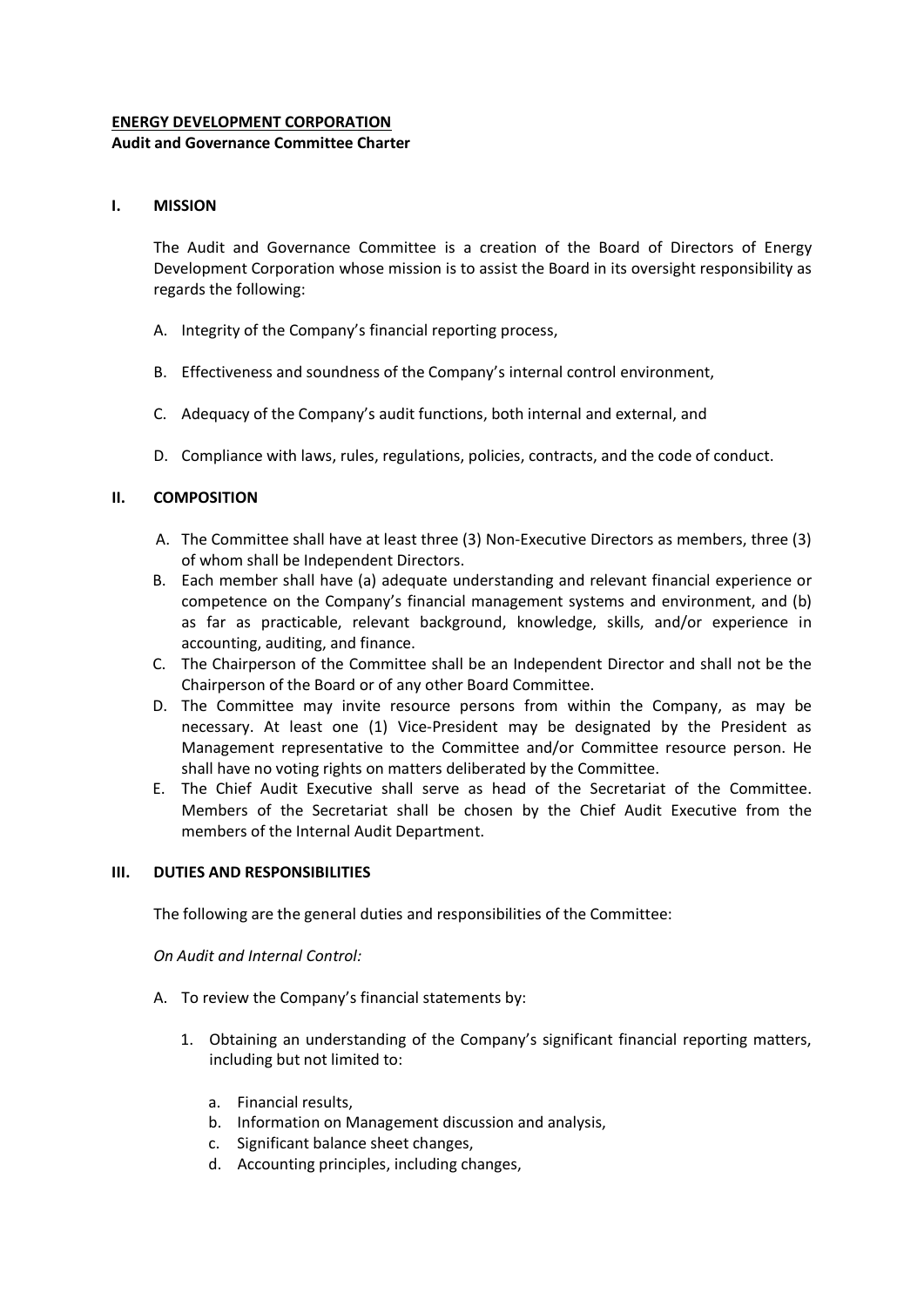**ENERGY DEVELOPMENT CORPORATION**
**Audit and Governance Committee Charter**

## I. MISSION

The Audit and Governance Committee is a creation of the Board of Directors of Energy Development Corporation whose mission is to assist the Board in its oversight responsibility as regards the following:

A. Integrity of the Company's financial reporting process,

B. Effectiveness and soundness of the Company's internal control environment,

C. Adequacy of the Company's audit functions, both internal and external, and

D. Compliance with laws, rules, regulations, policies, contracts, and the code of conduct.

## II. COMPOSITION

A. The Committee shall have at least three (3) Non-Executive Directors as members, three (3) of whom shall be Independent Directors.
B. Each member shall have (a) adequate understanding and relevant financial experience or competence on the Company's financial management systems and environment, and (b) as far as practicable, relevant background, knowledge, skills, and/or experience in accounting, auditing, and finance.
C. The Chairperson of the Committee shall be an Independent Director and shall not be the Chairperson of the Board or of any other Board Committee.
D. The Committee may invite resource persons from within the Company, as may be necessary. At least one (1) Vice-President may be designated by the President as Management representative to the Committee and/or Committee resource person. He shall have no voting rights on matters deliberated by the Committee.
E. The Chief Audit Executive shall serve as head of the Secretariat of the Committee. Members of the Secretariat shall be chosen by the Chief Audit Executive from the members of the Internal Audit Department.

## III. DUTIES AND RESPONSIBILITIES

The following are the general duties and responsibilities of the Committee:

*On Audit and Internal Control:*

A. To review the Company's financial statements by:

1. Obtaining an understanding of the Company's significant financial reporting matters, including but not limited to:

   a. Financial results,
   b. Information on Management discussion and analysis,
   c. Significant balance sheet changes,
   d. Accounting principles, including changes,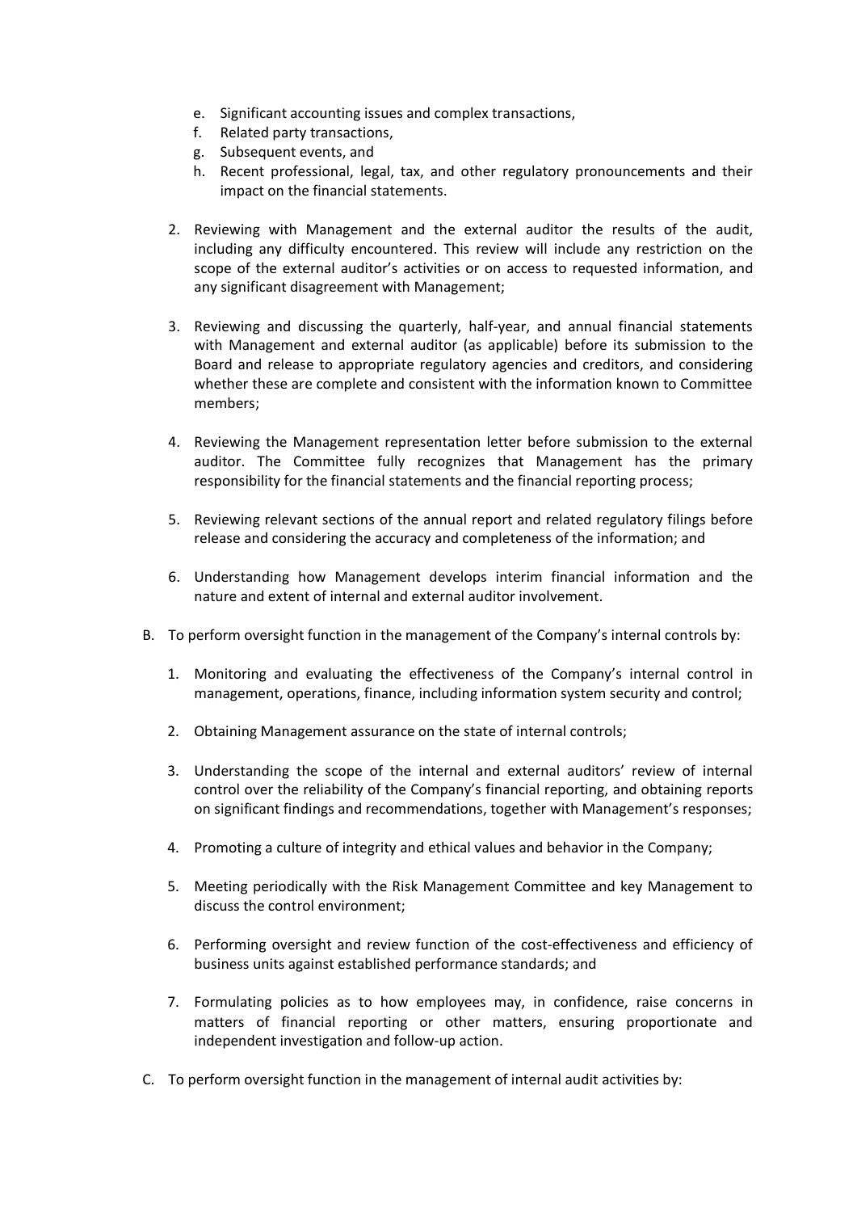e. Significant accounting issues and complex transactions,
   f. Related party transactions,
   g. Subsequent events, and
   h. Recent professional, legal, tax, and other regulatory pronouncements and their impact on the financial statements.

2. Reviewing with Management and the external auditor the results of the audit, including any difficulty encountered. This review will include any restriction on the scope of the external auditor's activities or on access to requested information, and any significant disagreement with Management;

3. Reviewing and discussing the quarterly, half-year, and annual financial statements with Management and external auditor (as applicable) before its submission to the Board and release to appropriate regulatory agencies and creditors, and considering whether these are complete and consistent with the information known to Committee members;

4. Reviewing the Management representation letter before submission to the external auditor. The Committee fully recognizes that Management has the primary responsibility for the financial statements and the financial reporting process;

5. Reviewing relevant sections of the annual report and related regulatory filings before release and considering the accuracy and completeness of the information; and

6. Understanding how Management develops interim financial information and the nature and extent of internal and external auditor involvement.

B. To perform oversight function in the management of the Company's internal controls by:

   1. Monitoring and evaluating the effectiveness of the Company's internal control in management, operations, finance, including information system security and control;

   2. Obtaining Management assurance on the state of internal controls;

   3. Understanding the scope of the internal and external auditors' review of internal control over the reliability of the Company's financial reporting, and obtaining reports on significant findings and recommendations, together with Management's responses;

   4. Promoting a culture of integrity and ethical values and behavior in the Company;

   5. Meeting periodically with the Risk Management Committee and key Management to discuss the control environment;

   6. Performing oversight and review function of the cost-effectiveness and efficiency of business units against established performance standards; and

   7. Formulating policies as to how employees may, in confidence, raise concerns in matters of financial reporting or other matters, ensuring proportionate and independent investigation and follow-up action.

C. To perform oversight function in the management of internal audit activities by: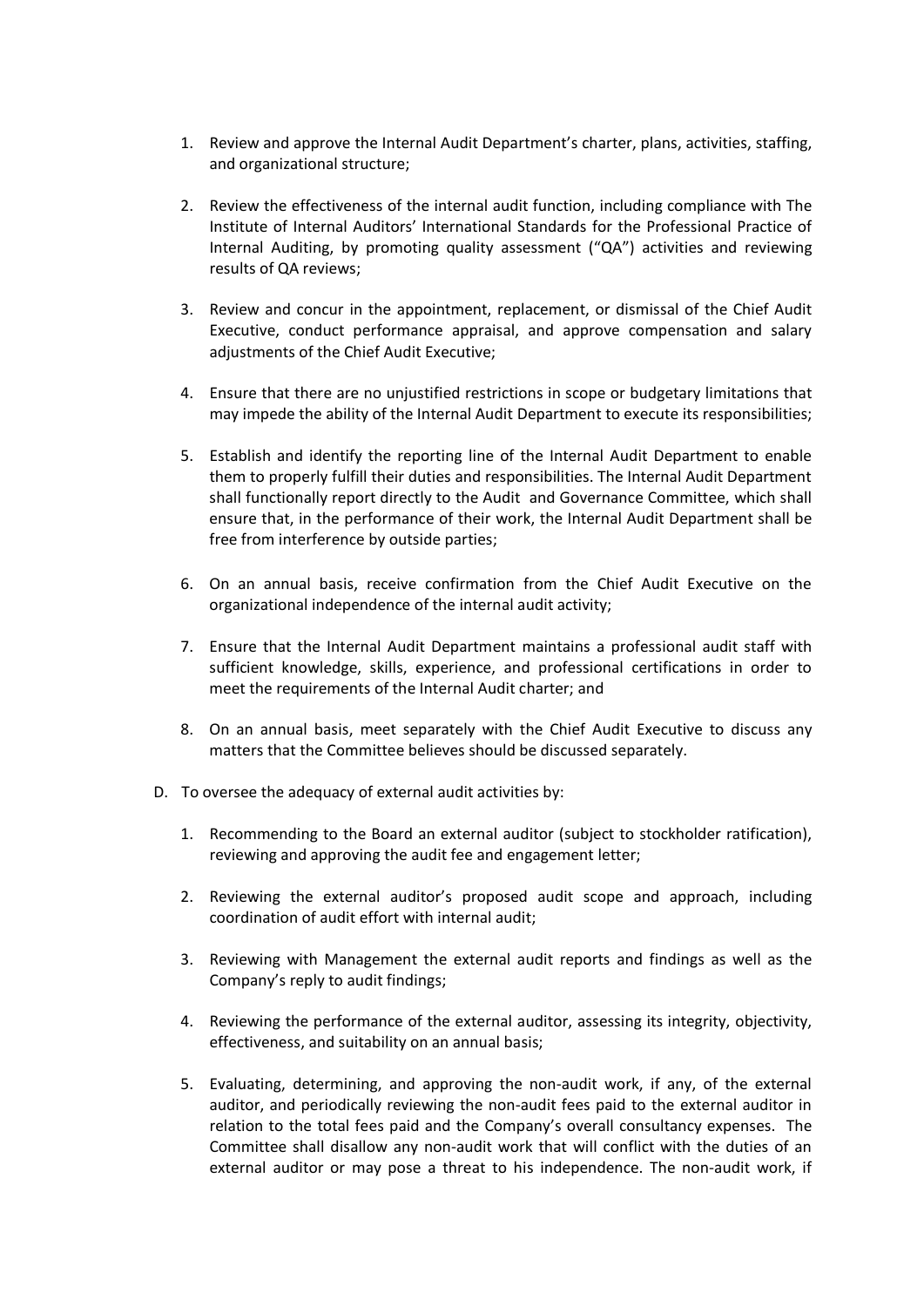1. Review and approve the Internal Audit Department's charter, plans, activities, staffing, and organizational structure;

2. Review the effectiveness of the internal audit function, including compliance with The Institute of Internal Auditors' International Standards for the Professional Practice of Internal Auditing, by promoting quality assessment ("QA") activities and reviewing results of QA reviews;

3. Review and concur in the appointment, replacement, or dismissal of the Chief Audit Executive, conduct performance appraisal, and approve compensation and salary adjustments of the Chief Audit Executive;

4. Ensure that there are no unjustified restrictions in scope or budgetary limitations that may impede the ability of the Internal Audit Department to execute its responsibilities;

5. Establish and identify the reporting line of the Internal Audit Department to enable them to properly fulfill their duties and responsibilities. The Internal Audit Department shall functionally report directly to the Audit and Governance Committee, which shall ensure that, in the performance of their work, the Internal Audit Department shall be free from interference by outside parties;

6. On an annual basis, receive confirmation from the Chief Audit Executive on the organizational independence of the internal audit activity;

7. Ensure that the Internal Audit Department maintains a professional audit staff with sufficient knowledge, skills, experience, and professional certifications in order to meet the requirements of the Internal Audit charter; and

8. On an annual basis, meet separately with the Chief Audit Executive to discuss any matters that the Committee believes should be discussed separately.

D. To oversee the adequacy of external audit activities by:

1. Recommending to the Board an external auditor (subject to stockholder ratification), reviewing and approving the audit fee and engagement letter;

2. Reviewing the external auditor's proposed audit scope and approach, including coordination of audit effort with internal audit;

3. Reviewing with Management the external audit reports and findings as well as the Company's reply to audit findings;

4. Reviewing the performance of the external auditor, assessing its integrity, objectivity, effectiveness, and suitability on an annual basis;

5. Evaluating, determining, and approving the non-audit work, if any, of the external auditor, and periodically reviewing the non-audit fees paid to the external auditor in relation to the total fees paid and the Company's overall consultancy expenses. The Committee shall disallow any non-audit work that will conflict with the duties of an external auditor or may pose a threat to his independence. The non-audit work, if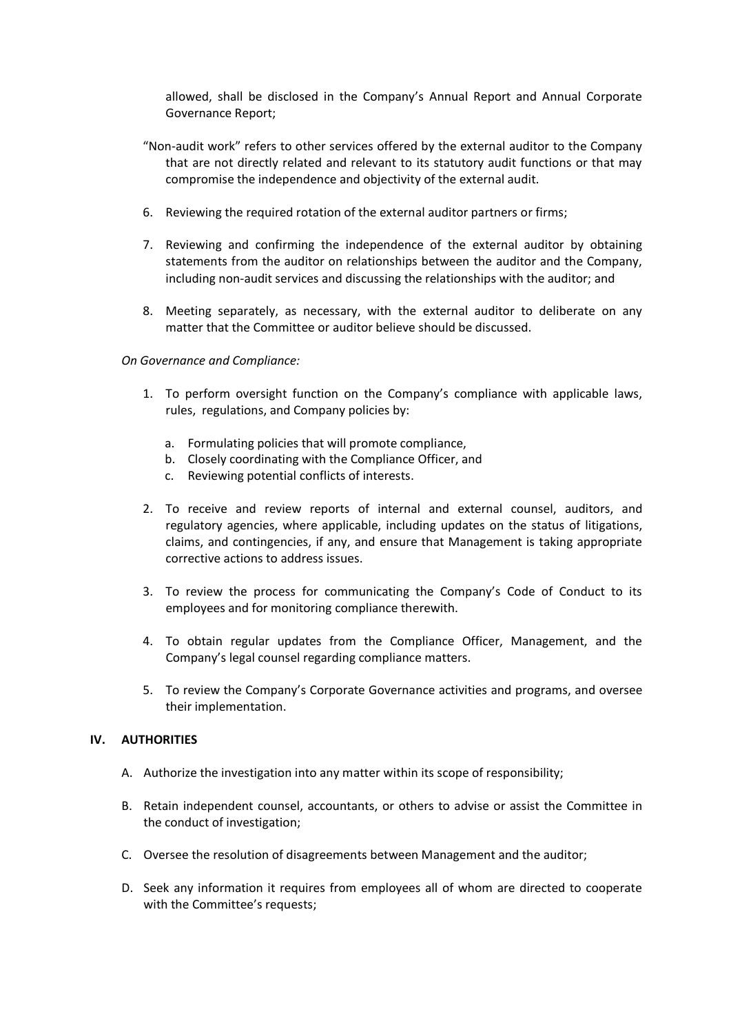allowed, shall be disclosed in the Company's Annual Report and Annual Corporate Governance Report;

"Non-audit work" refers to other services offered by the external auditor to the Company that are not directly related and relevant to its statutory audit functions or that may compromise the independence and objectivity of the external audit.

6. Reviewing the required rotation of the external auditor partners or firms;

7. Reviewing and confirming the independence of the external auditor by obtaining statements from the auditor on relationships between the auditor and the Company, including non-audit services and discussing the relationships with the auditor; and

8. Meeting separately, as necessary, with the external auditor to deliberate on any matter that the Committee or auditor believe should be discussed.

*On Governance and Compliance:*

1. To perform oversight function on the Company's compliance with applicable laws, rules, regulations, and Company policies by:

    a. Formulating policies that will promote compliance,
    b. Closely coordinating with the Compliance Officer, and
    c. Reviewing potential conflicts of interests.

2. To receive and review reports of internal and external counsel, auditors, and regulatory agencies, where applicable, including updates on the status of litigations, claims, and contingencies, if any, and ensure that Management is taking appropriate corrective actions to address issues.

3. To review the process for communicating the Company's Code of Conduct to its employees and for monitoring compliance therewith.

4. To obtain regular updates from the Compliance Officer, Management, and the Company's legal counsel regarding compliance matters.

5. To review the Company's Corporate Governance activities and programs, and oversee their implementation.

## IV. AUTHORITIES

A. Authorize the investigation into any matter within its scope of responsibility;

B. Retain independent counsel, accountants, or others to advise or assist the Committee in the conduct of investigation;

C. Oversee the resolution of disagreements between Management and the auditor;

D. Seek any information it requires from employees all of whom are directed to cooperate with the Committee's requests;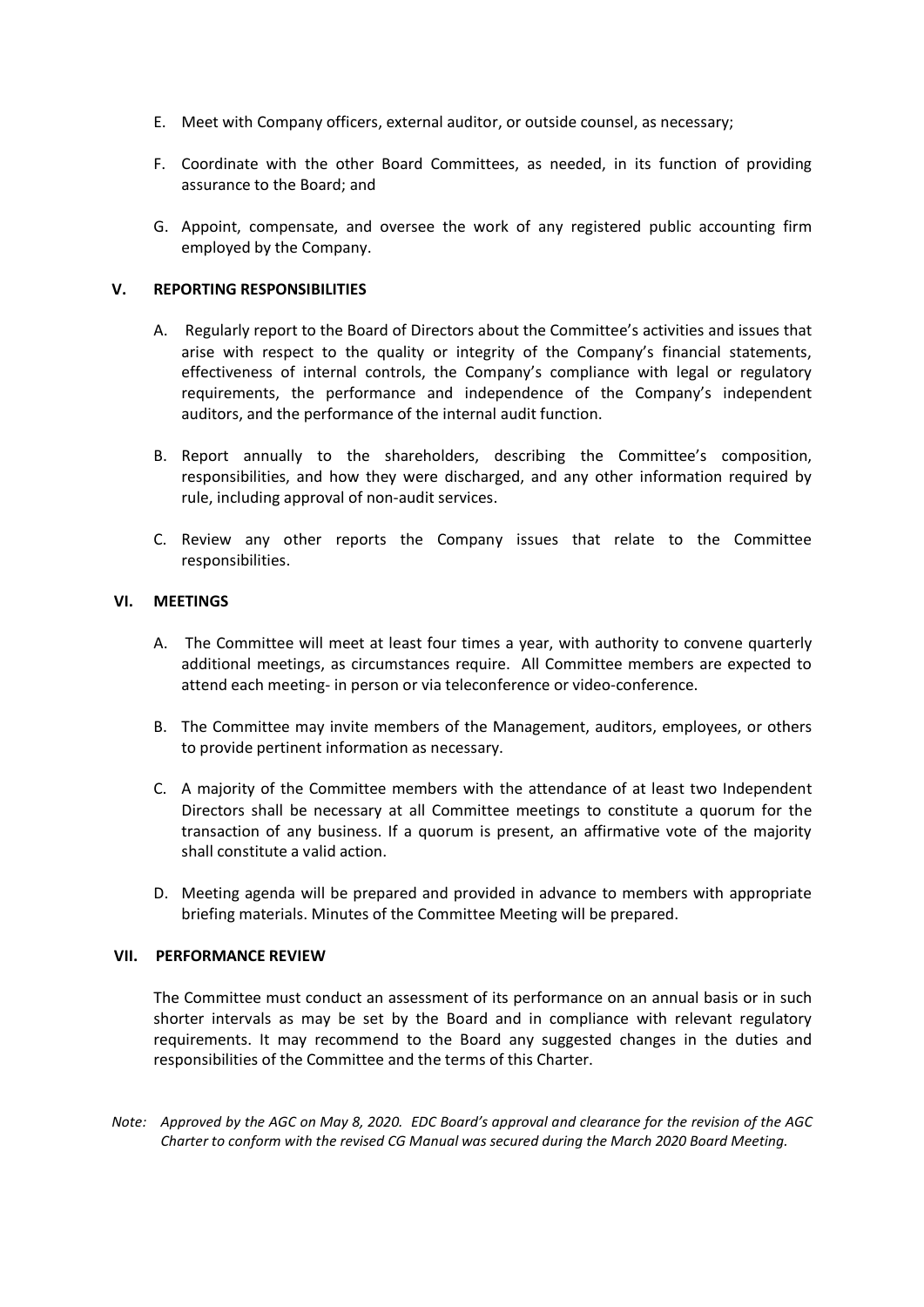E. Meet with Company officers, external auditor, or outside counsel, as necessary;

F. Coordinate with the other Board Committees, as needed, in its function of providing assurance to the Board; and

G. Appoint, compensate, and oversee the work of any registered public accounting firm employed by the Company.

## V. REPORTING RESPONSIBILITIES

A. Regularly report to the Board of Directors about the Committee's activities and issues that arise with respect to the quality or integrity of the Company's financial statements, effectiveness of internal controls, the Company's compliance with legal or regulatory requirements, the performance and independence of the Company's independent auditors, and the performance of the internal audit function.

B. Report annually to the shareholders, describing the Committee's composition, responsibilities, and how they were discharged, and any other information required by rule, including approval of non-audit services.

C. Review any other reports the Company issues that relate to the Committee responsibilities.

## VI. MEETINGS

A. The Committee will meet at least four times a year, with authority to convene quarterly additional meetings, as circumstances require. All Committee members are expected to attend each meeting- in person or via teleconference or video-conference.

B. The Committee may invite members of the Management, auditors, employees, or others to provide pertinent information as necessary.

C. A majority of the Committee members with the attendance of at least two Independent Directors shall be necessary at all Committee meetings to constitute a quorum for the transaction of any business. If a quorum is present, an affirmative vote of the majority shall constitute a valid action.

D. Meeting agenda will be prepared and provided in advance to members with appropriate briefing materials. Minutes of the Committee Meeting will be prepared.

## VII. PERFORMANCE REVIEW

The Committee must conduct an assessment of its performance on an annual basis or in such shorter intervals as may be set by the Board and in compliance with relevant regulatory requirements. It may recommend to the Board any suggested changes in the duties and responsibilities of the Committee and the terms of this Charter.

*Note: Approved by the AGC on May 8, 2020. EDC Board's approval and clearance for the revision of the AGC Charter to conform with the revised CG Manual was secured during the March 2020 Board Meeting.*